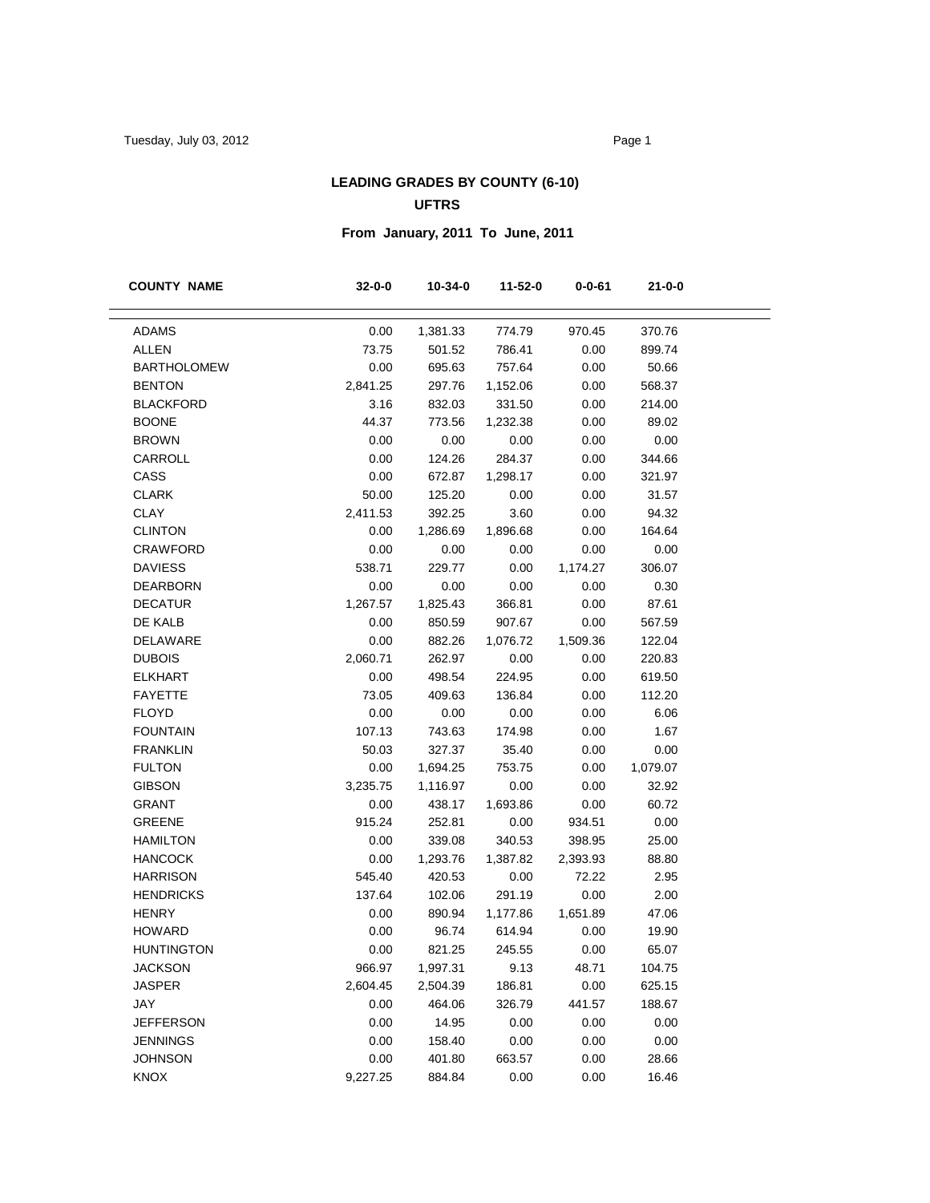# LEADING GRADES BY COUNTY (6-10)

## UFTRS

### From January, 2011 To June, 2011

| COUNTY NAME | 32-0-0 | 10-34-0 | 11-52-0 | 0-0-61 | 21-0-0 |
|---|---|---|---|---|---|
| ADAMS | 0.00 | 1,381.33 | 774.79 | 970.45 | 370.76 |
| ALLEN | 73.75 | 501.52 | 786.41 | 0.00 | 899.74 |
| BARTHOLOMEW | 0.00 | 695.63 | 757.64 | 0.00 | 50.66 |
| BENTON | 2,841.25 | 297.76 | 1,152.06 | 0.00 | 568.37 |
| BLACKFORD | 3.16 | 832.03 | 331.50 | 0.00 | 214.00 |
| BOONE | 44.37 | 773.56 | 1,232.38 | 0.00 | 89.02 |
| BROWN | 0.00 | 0.00 | 0.00 | 0.00 | 0.00 |
| CARROLL | 0.00 | 124.26 | 284.37 | 0.00 | 344.66 |
| CASS | 0.00 | 672.87 | 1,298.17 | 0.00 | 321.97 |
| CLARK | 50.00 | 125.20 | 0.00 | 0.00 | 31.57 |
| CLAY | 2,411.53 | 392.25 | 3.60 | 0.00 | 94.32 |
| CLINTON | 0.00 | 1,286.69 | 1,896.68 | 0.00 | 164.64 |
| CRAWFORD | 0.00 | 0.00 | 0.00 | 0.00 | 0.00 |
| DAVIESS | 538.71 | 229.77 | 0.00 | 1,174.27 | 306.07 |
| DEARBORN | 0.00 | 0.00 | 0.00 | 0.00 | 0.30 |
| DECATUR | 1,267.57 | 1,825.43 | 366.81 | 0.00 | 87.61 |
| DE KALB | 0.00 | 850.59 | 907.67 | 0.00 | 567.59 |
| DELAWARE | 0.00 | 882.26 | 1,076.72 | 1,509.36 | 122.04 |
| DUBOIS | 2,060.71 | 262.97 | 0.00 | 0.00 | 220.83 |
| ELKHART | 0.00 | 498.54 | 224.95 | 0.00 | 619.50 |
| FAYETTE | 73.05 | 409.63 | 136.84 | 0.00 | 112.20 |
| FLOYD | 0.00 | 0.00 | 0.00 | 0.00 | 6.06 |
| FOUNTAIN | 107.13 | 743.63 | 174.98 | 0.00 | 1.67 |
| FRANKLIN | 50.03 | 327.37 | 35.40 | 0.00 | 0.00 |
| FULTON | 0.00 | 1,694.25 | 753.75 | 0.00 | 1,079.07 |
| GIBSON | 3,235.75 | 1,116.97 | 0.00 | 0.00 | 32.92 |
| GRANT | 0.00 | 438.17 | 1,693.86 | 0.00 | 60.72 |
| GREENE | 915.24 | 252.81 | 0.00 | 934.51 | 0.00 |
| HAMILTON | 0.00 | 339.08 | 340.53 | 398.95 | 25.00 |
| HANCOCK | 0.00 | 1,293.76 | 1,387.82 | 2,393.93 | 88.80 |
| HARRISON | 545.40 | 420.53 | 0.00 | 72.22 | 2.95 |
| HENDRICKS | 137.64 | 102.06 | 291.19 | 0.00 | 2.00 |
| HENRY | 0.00 | 890.94 | 1,177.86 | 1,651.89 | 47.06 |
| HOWARD | 0.00 | 96.74 | 614.94 | 0.00 | 19.90 |
| HUNTINGTON | 0.00 | 821.25 | 245.55 | 0.00 | 65.07 |
| JACKSON | 966.97 | 1,997.31 | 9.13 | 48.71 | 104.75 |
| JASPER | 2,604.45 | 2,504.39 | 186.81 | 0.00 | 625.15 |
| JAY | 0.00 | 464.06 | 326.79 | 441.57 | 188.67 |
| JEFFERSON | 0.00 | 14.95 | 0.00 | 0.00 | 0.00 |
| JENNINGS | 0.00 | 158.40 | 0.00 | 0.00 | 0.00 |
| JOHNSON | 0.00 | 401.80 | 663.57 | 0.00 | 28.66 |
| KNOX | 9,227.25 | 884.84 | 0.00 | 0.00 | 16.46 |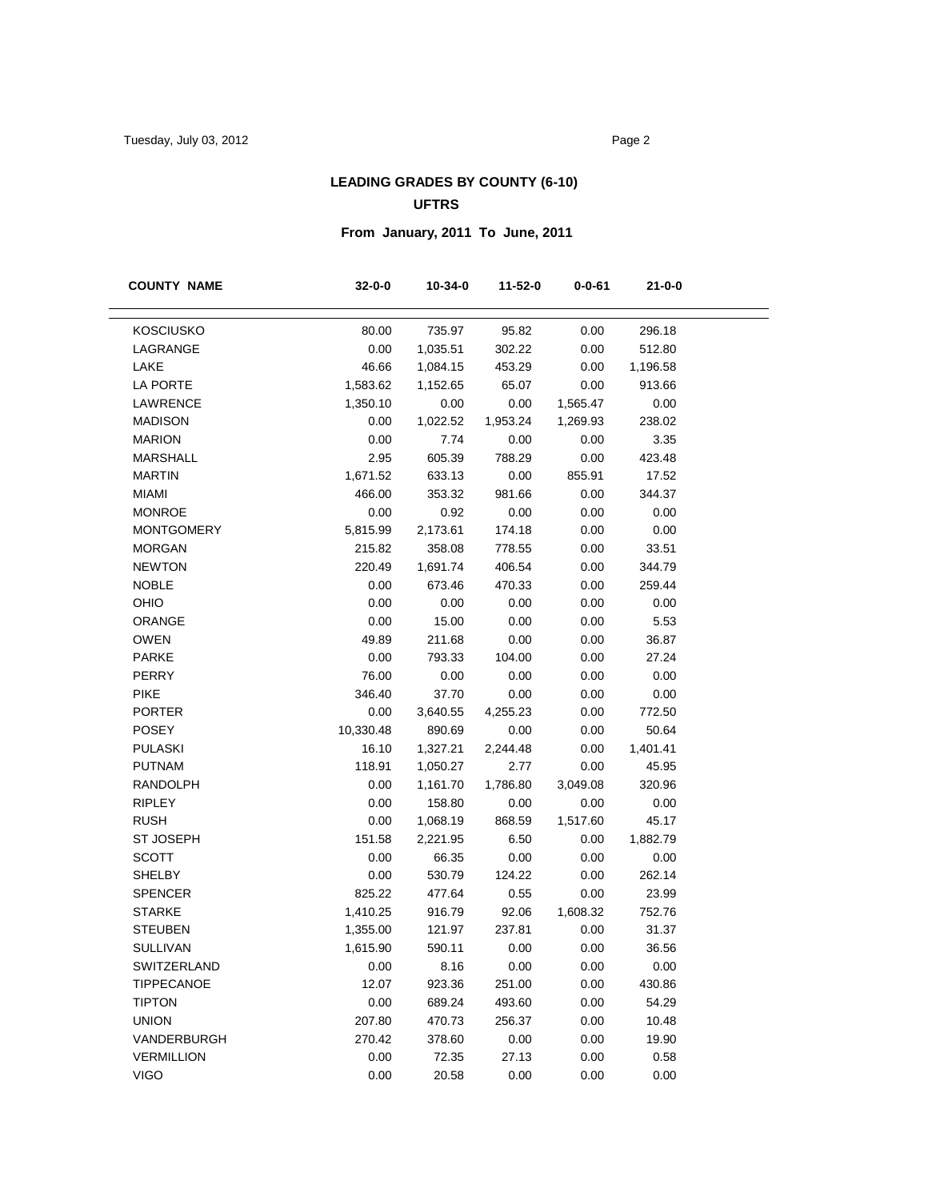## LEADING GRADES BY COUNTY (6-10)

### UFTRS

### From January, 2011 To June, 2011

| COUNTY NAME | 32-0-0 | 10-34-0 | 11-52-0 | 0-0-61 | 21-0-0 |
|---|---|---|---|---|---|
| KOSCIUSKO | 80.00 | 735.97 | 95.82 | 0.00 | 296.18 |
| LAGRANGE | 0.00 | 1,035.51 | 302.22 | 0.00 | 512.80 |
| LAKE | 46.66 | 1,084.15 | 453.29 | 0.00 | 1,196.58 |
| LA PORTE | 1,583.62 | 1,152.65 | 65.07 | 0.00 | 913.66 |
| LAWRENCE | 1,350.10 | 0.00 | 0.00 | 1,565.47 | 0.00 |
| MADISON | 0.00 | 1,022.52 | 1,953.24 | 1,269.93 | 238.02 |
| MARION | 0.00 | 7.74 | 0.00 | 0.00 | 3.35 |
| MARSHALL | 2.95 | 605.39 | 788.29 | 0.00 | 423.48 |
| MARTIN | 1,671.52 | 633.13 | 0.00 | 855.91 | 17.52 |
| MIAMI | 466.00 | 353.32 | 981.66 | 0.00 | 344.37 |
| MONROE | 0.00 | 0.92 | 0.00 | 0.00 | 0.00 |
| MONTGOMERY | 5,815.99 | 2,173.61 | 174.18 | 0.00 | 0.00 |
| MORGAN | 215.82 | 358.08 | 778.55 | 0.00 | 33.51 |
| NEWTON | 220.49 | 1,691.74 | 406.54 | 0.00 | 344.79 |
| NOBLE | 0.00 | 673.46 | 470.33 | 0.00 | 259.44 |
| OHIO | 0.00 | 0.00 | 0.00 | 0.00 | 0.00 |
| ORANGE | 0.00 | 15.00 | 0.00 | 0.00 | 5.53 |
| OWEN | 49.89 | 211.68 | 0.00 | 0.00 | 36.87 |
| PARKE | 0.00 | 793.33 | 104.00 | 0.00 | 27.24 |
| PERRY | 76.00 | 0.00 | 0.00 | 0.00 | 0.00 |
| PIKE | 346.40 | 37.70 | 0.00 | 0.00 | 0.00 |
| PORTER | 0.00 | 3,640.55 | 4,255.23 | 0.00 | 772.50 |
| POSEY | 10,330.48 | 890.69 | 0.00 | 0.00 | 50.64 |
| PULASKI | 16.10 | 1,327.21 | 2,244.48 | 0.00 | 1,401.41 |
| PUTNAM | 118.91 | 1,050.27 | 2.77 | 0.00 | 45.95 |
| RANDOLPH | 0.00 | 1,161.70 | 1,786.80 | 3,049.08 | 320.96 |
| RIPLEY | 0.00 | 158.80 | 0.00 | 0.00 | 0.00 |
| RUSH | 0.00 | 1,068.19 | 868.59 | 1,517.60 | 45.17 |
| ST JOSEPH | 151.58 | 2,221.95 | 6.50 | 0.00 | 1,882.79 |
| SCOTT | 0.00 | 66.35 | 0.00 | 0.00 | 0.00 |
| SHELBY | 0.00 | 530.79 | 124.22 | 0.00 | 262.14 |
| SPENCER | 825.22 | 477.64 | 0.55 | 0.00 | 23.99 |
| STARKE | 1,410.25 | 916.79 | 92.06 | 1,608.32 | 752.76 |
| STEUBEN | 1,355.00 | 121.97 | 237.81 | 0.00 | 31.37 |
| SULLIVAN | 1,615.90 | 590.11 | 0.00 | 0.00 | 36.56 |
| SWITZERLAND | 0.00 | 8.16 | 0.00 | 0.00 | 0.00 |
| TIPPECANOE | 12.07 | 923.36 | 251.00 | 0.00 | 430.86 |
| TIPTON | 0.00 | 689.24 | 493.60 | 0.00 | 54.29 |
| UNION | 207.80 | 470.73 | 256.37 | 0.00 | 10.48 |
| VANDERBURGH | 270.42 | 378.60 | 0.00 | 0.00 | 19.90 |
| VERMILLION | 0.00 | 72.35 | 27.13 | 0.00 | 0.58 |
| VIGO | 0.00 | 20.58 | 0.00 | 0.00 | 0.00 |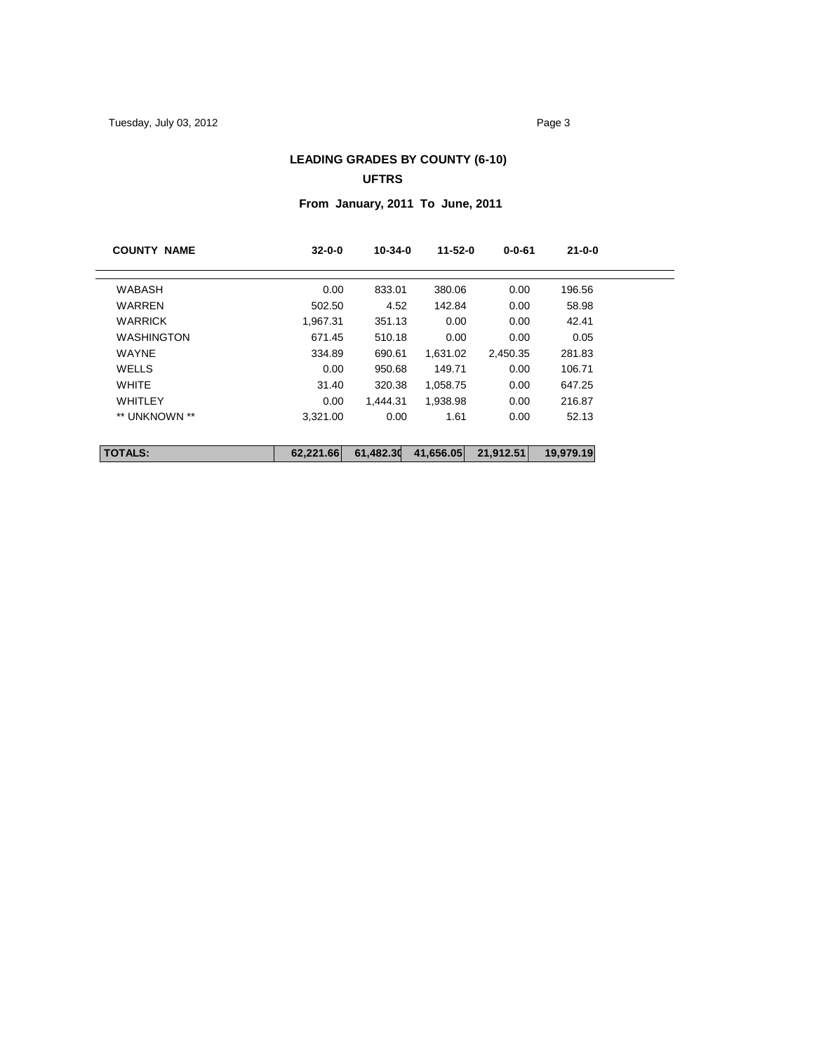## LEADING GRADES BY COUNTY (6-10)

## UFTRS

### From January, 2011 To June, 2011

| COUNTY NAME | 32-0-0 | 10-34-0 | 11-52-0 | 0-0-61 | 21-0-0 |
|---|---|---|---|---|---|
| WABASH | 0.00 | 833.01 | 380.06 | 0.00 | 196.56 |
| WARREN | 502.50 | 4.52 | 142.84 | 0.00 | 58.98 |
| WARRICK | 1,967.31 | 351.13 | 0.00 | 0.00 | 42.41 |
| WASHINGTON | 671.45 | 510.18 | 0.00 | 0.00 | 0.05 |
| WAYNE | 334.89 | 690.61 | 1,631.02 | 2,450.35 | 281.83 |
| WELLS | 0.00 | 950.68 | 149.71 | 0.00 | 106.71 |
| WHITE | 31.40 | 320.38 | 1,058.75 | 0.00 | 647.25 |
| WHITLEY | 0.00 | 1,444.31 | 1,938.98 | 0.00 | 216.87 |
| ** UNKNOWN ** | 3,321.00 | 0.00 | 1.61 | 0.00 | 52.13 |
| **TOTALS:** | **62,221.66** | **61,482.30** | **41,656.05** | **21,912.51** | **19,979.19** |